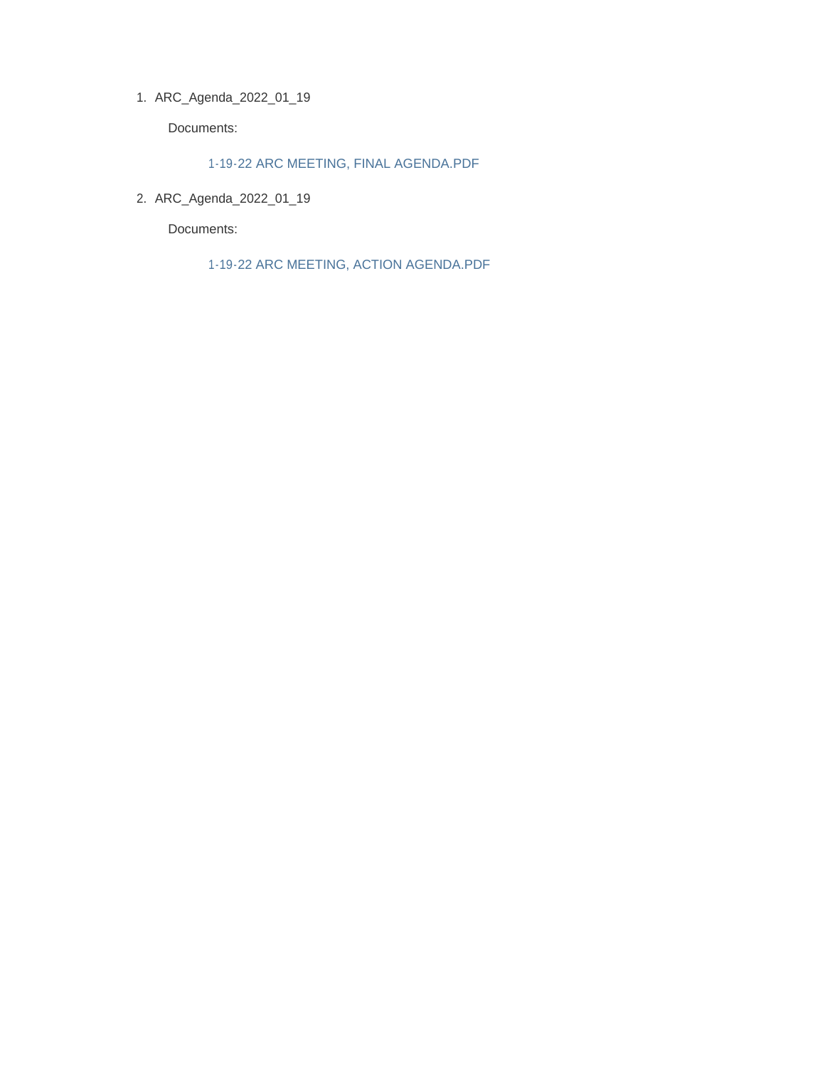1. ARC_Agenda_2022_01_19

   Documents:

   1-19-22 ARC MEETING, FINAL AGENDA.PDF

2. ARC_Agenda_2022_01_19

   Documents:

   1-19-22 ARC MEETING, ACTION AGENDA.PDF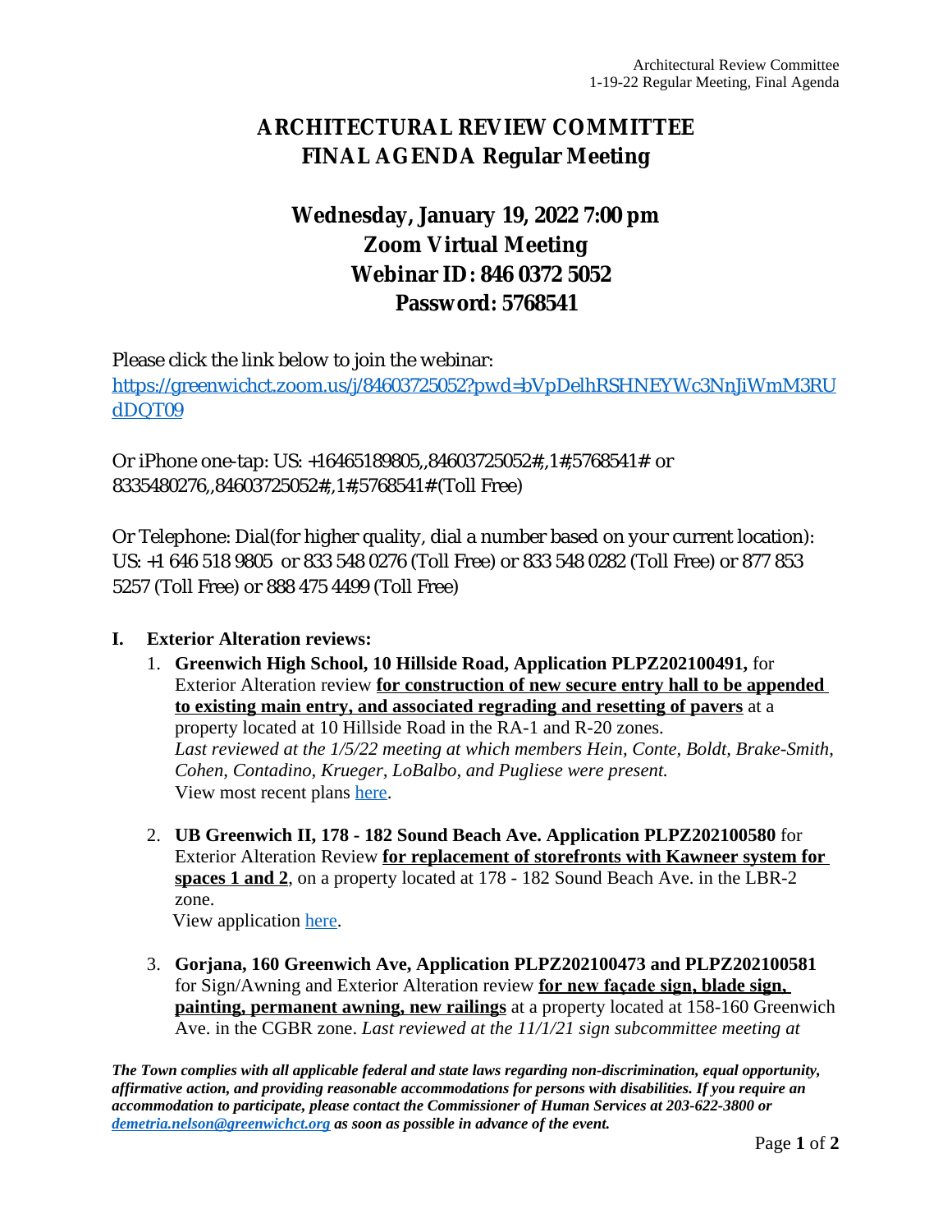# ARCHITECTURAL REVIEW COMMITTEE
# FINAL AGENDA Regular Meeting

## Wednesday, January 19, 2022 7:00 pm
## Zoom Virtual Meeting
## Webinar ID: 846 0372 5052
## Password: 5768541

Please click the link below to join the webinar:
[https://greenwichct.zoom.us/j/84603725052?pwd=bVpDelhRSHNEYWc3NnJiWmM3RUdDQT09](https://greenwichct.zoom.us/j/84603725052?pwd=bVpDelhRSHNEYWc3NnJiWmM3RUdDQT09)

Or iPhone one-tap: US: +16465189805,,84603725052#,,1#,5768541# or 8335480276,,84603725052#,,1#,5768541# (Toll Free)

Or Telephone: Dial(for higher quality, dial a number based on your current location): US: +1 646 518 9805 or 833 548 0276 (Toll Free) or 833 548 0282 (Toll Free) or 877 853 5257 (Toll Free) or 888 475 4499 (Toll Free)

**I. Exterior Alteration reviews:**

1. **Greenwich High School, 10 Hillside Road, Application PLPZ202100491,** for Exterior Alteration review **for construction of new secure entry hall to be appended to existing main entry, and associated regrading and resetting of pavers** at a property located at 10 Hillside Road in the RA-1 and R-20 zones.
   *Last reviewed at the 1/5/22 meeting at which members Hein, Conte, Boldt, Brake-Smith, Cohen, Contadino, Krueger, LoBalbo, and Pugliese were present.*
   View most recent plans here.

2. **UB Greenwich II, 178 - 182 Sound Beach Ave. Application PLPZ202100580** for Exterior Alteration Review **for replacement of storefronts with Kawneer system for spaces 1 and 2**, on a property located at 178 - 182 Sound Beach Ave. in the LBR-2 zone.
   View application here.

3. **Gorjana, 160 Greenwich Ave, Application PLPZ202100473 and PLPZ202100581** for Sign/Awning and Exterior Alteration review **for new façade sign, blade sign, painting, permanent awning, new railings** at a property located at 158-160 Greenwich Ave. in the CGBR zone. *Last reviewed at the 11/1/21 sign subcommittee meeting at*

***The Town complies with all applicable federal and state laws regarding non-discrimination, equal opportunity, affirmative action, and providing reasonable accommodations for persons with disabilities. If you require an accommodation to participate, please contact the Commissioner of Human Services at 203-622-3800 or [demetria.nelson@greenwichct.org](mailto:demetria.nelson@greenwichct.org) as soon as possible in advance of the event.***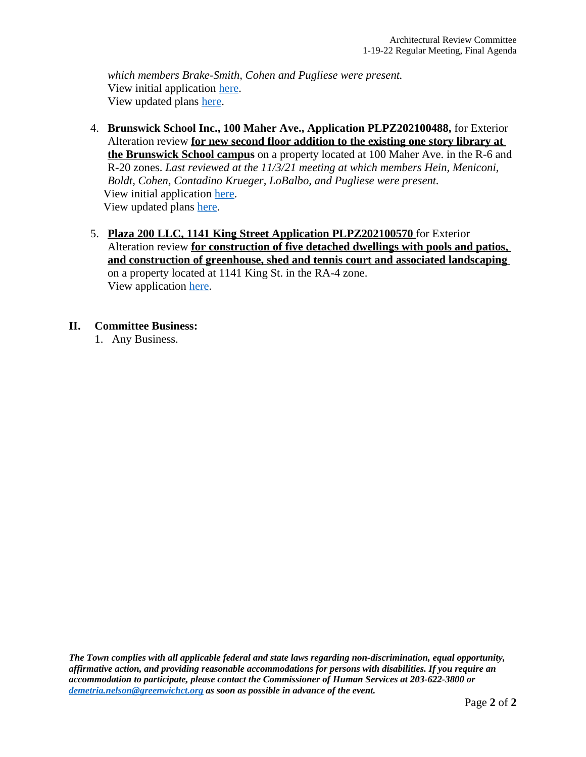*which members Brake-Smith, Cohen and Pugliese were present.*
View initial application here.
View updated plans here.

4. **Brunswick School Inc., 100 Maher Ave., Application PLPZ202100488,** for Exterior Alteration review **for new second floor addition to the existing one story library at the Brunswick School campus** on a property located at 100 Maher Ave. in the R-6 and R-20 zones. *Last reviewed at the 11/3/21 meeting at which members Hein, Meniconi, Boldt, Cohen, Contadino Krueger, LoBalbo, and Pugliese were present.*
   View initial application here.
   View updated plans here.

5. **Plaza 200 LLC, 1141 King Street Application PLPZ202100570** for Exterior Alteration review **for construction of five detached dwellings with pools and patios, and construction of greenhouse, shed and tennis court and associated landscaping** on a property located at 1141 King St. in the RA-4 zone.
   View application here.

## II. Committee Business:

1. Any Business.

***The Town complies with all applicable federal and state laws regarding non-discrimination, equal opportunity, affirmative action, and providing reasonable accommodations for persons with disabilities. If you require an accommodation to participate, please contact the Commissioner of Human Services at 203-622-3800 or demetria.nelson@greenwichct.org as soon as possible in advance of the event.***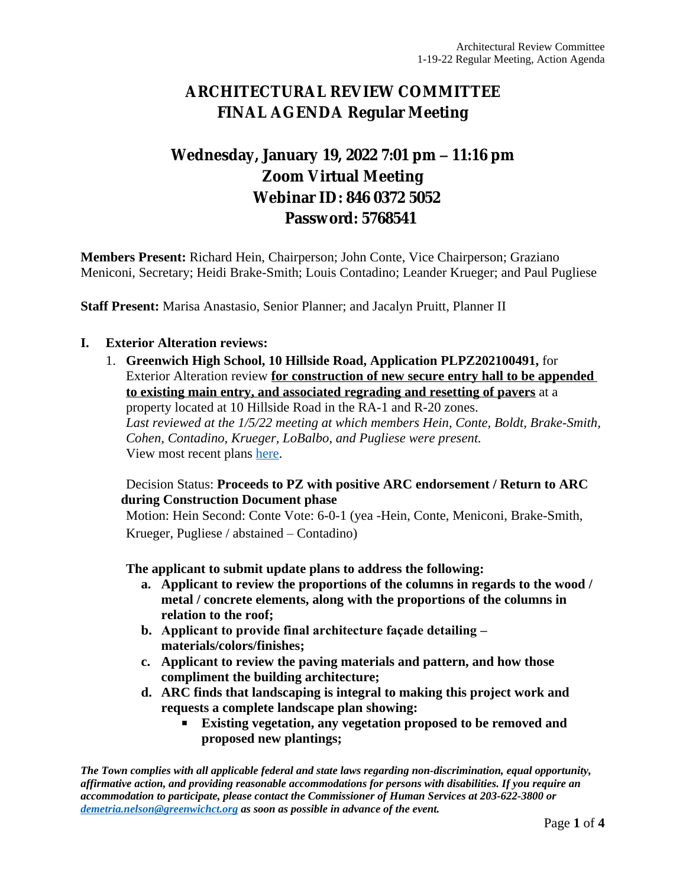# ARCHITECTURAL REVIEW COMMITTEE
# FINAL AGENDA Regular Meeting

## Wednesday, January 19, 2022 7:01 pm – 11:16 pm
## Zoom Virtual Meeting
## Webinar ID: 846 0372 5052
## Password: 5768541

**Members Present:** Richard Hein, Chairperson; John Conte, Vice Chairperson; Graziano Meniconi, Secretary; Heidi Brake-Smith; Louis Contadino; Leander Krueger; and Paul Pugliese

**Staff Present:** Marisa Anastasio, Senior Planner; and Jacalyn Pruitt, Planner II

**I. Exterior Alteration reviews:**

1. **Greenwich High School, 10 Hillside Road, Application PLPZ202100491,** for Exterior Alteration review **<u>for construction of new secure entry hall to be appended to existing main entry, and associated regrading and resetting of pavers</u>** at a property located at 10 Hillside Road in the RA-1 and R-20 zones.
   *Last reviewed at the 1/5/22 meeting at which members Hein, Conte, Boldt, Brake-Smith, Cohen, Contadino, Krueger, LoBalbo, and Pugliese were present.*
   View most recent plans here.

   Decision Status: **Proceeds to PZ with positive ARC endorsement / Return to ARC during Construction Document phase**
   Motion: Hein Second: Conte Vote: 6-0-1 (yea -Hein, Conte, Meniconi, Brake-Smith, Krueger, Pugliese / abstained – Contadino)

   **The applicant to submit update plans to address the following:**

   a. **Applicant to review the proportions of the columns in regards to the wood / metal / concrete elements, along with the proportions of the columns in relation to the roof;**
   b. **Applicant to provide final architecture façade detailing – materials/colors/finishes;**
   c. **Applicant to review the paving materials and pattern, and how those compliment the building architecture;**
   d. **ARC finds that landscaping is integral to making this project work and requests a complete landscape plan showing:**
      - **Existing vegetation, any vegetation proposed to be removed and proposed new plantings;**

***The Town complies with all applicable federal and state laws regarding non-discrimination, equal opportunity, affirmative action, and providing reasonable accommodations for persons with disabilities. If you require an accommodation to participate, please contact the Commissioner of Human Services at 203-622-3800 or demetria.nelson@greenwichct.org as soon as possible in advance of the event.***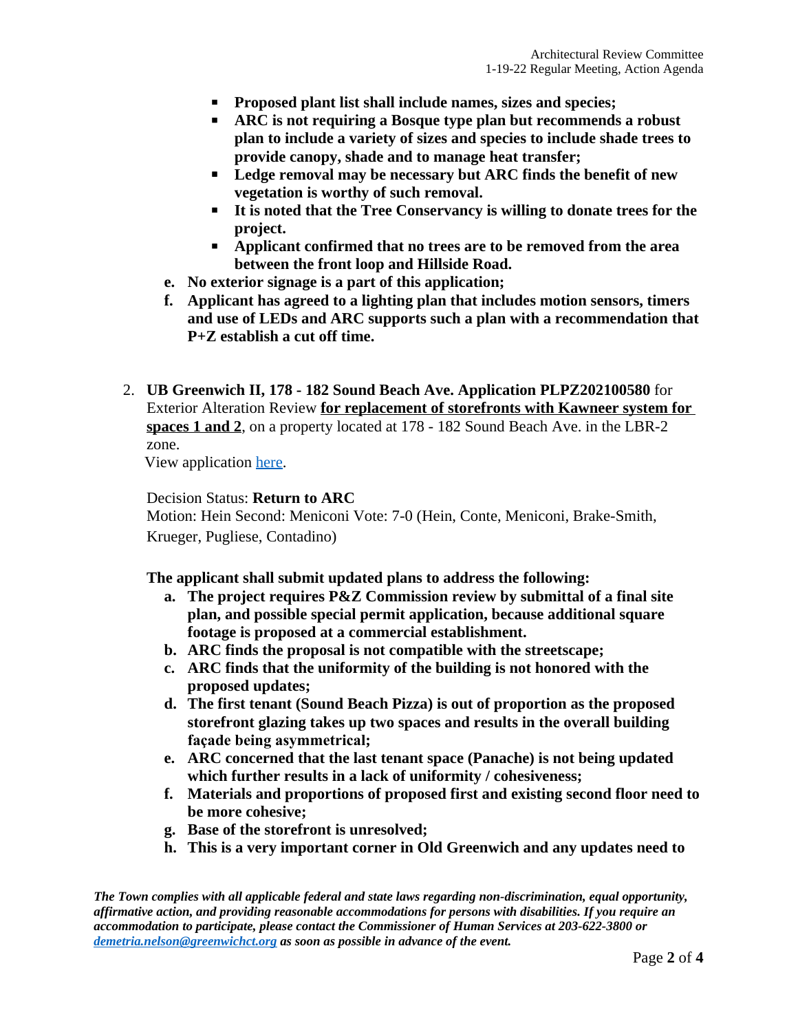- **Proposed plant list shall include names, sizes and species;**
- **ARC is not requiring a Bosque type plan but recommends a robust plan to include a variety of sizes and species to include shade trees to provide canopy, shade and to manage heat transfer;**
- **Ledge removal may be necessary but ARC finds the benefit of new vegetation is worthy of such removal.**
- **It is noted that the Tree Conservancy is willing to donate trees for the project.**
- **Applicant confirmed that no trees are to be removed from the area between the front loop and Hillside Road.**

e. **No exterior signage is a part of this application;**

f. **Applicant has agreed to a lighting plan that includes motion sensors, timers and use of LEDs and ARC supports such a plan with a recommendation that P+Z establish a cut off time.**

2. **UB Greenwich II, 178 - 182 Sound Beach Ave. Application PLPZ202100580** for Exterior Alteration Review **<u>for replacement of storefronts with Kawneer system for spaces 1 and 2</u>**, on a property located at 178 - 182 Sound Beach Ave. in the LBR-2 zone.
   View application [here](here).

   Decision Status: **Return to ARC**
   Motion: Hein Second: Meniconi Vote: 7-0 (Hein, Conte, Meniconi, Brake-Smith, Krueger, Pugliese, Contadino)

   **The applicant shall submit updated plans to address the following:**

   a. **The project requires P&Z Commission review by submittal of a final site plan, and possible special permit application, because additional square footage is proposed at a commercial establishment.**
   b. **ARC finds the proposal is not compatible with the streetscape;**
   c. **ARC finds that the uniformity of the building is not honored with the proposed updates;**
   d. **The first tenant (Sound Beach Pizza) is out of proportion as the proposed storefront glazing takes up two spaces and results in the overall building façade being asymmetrical;**
   e. **ARC concerned that the last tenant space (Panache) is not being updated which further results in a lack of uniformity / cohesiveness;**
   f. **Materials and proportions of proposed first and existing second floor need to be more cohesive;**
   g. **Base of the storefront is unresolved;**
   h. **This is a very important corner in Old Greenwich and any updates need to**

*The Town complies with all applicable federal and state laws regarding non-discrimination, equal opportunity, affirmative action, and providing reasonable accommodations for persons with disabilities. If you require an accommodation to participate, please contact the Commissioner of Human Services at 203-622-3800 or [demetria.nelson@greenwichct.org](mailto:demetria.nelson@greenwichct.org) as soon as possible in advance of the event.*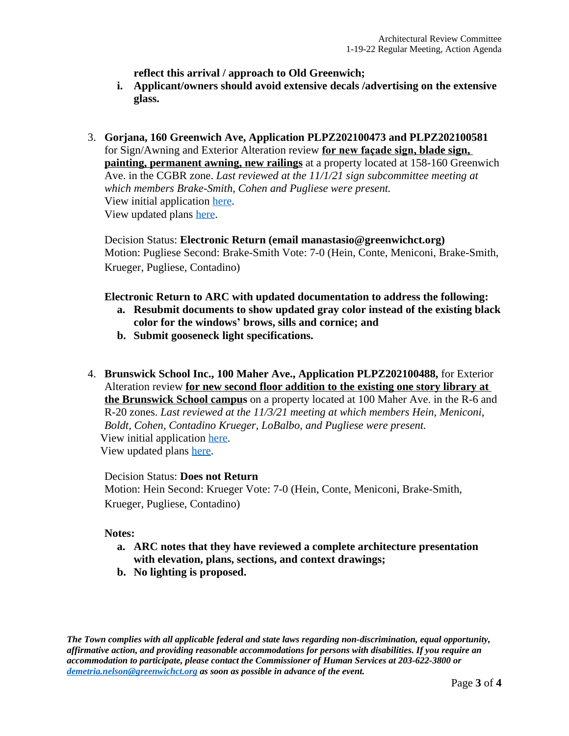**reflect this arrival / approach to Old Greenwich;**

i. **Applicant/owners should avoid extensive decals /advertising on the extensive glass.**

3. **Gorjana, 160 Greenwich Ave, Application PLPZ202100473 and PLPZ202100581** for Sign/Awning and Exterior Alteration review **for new façade sign, blade sign, painting, permanent awning, new railings** at a property located at 158-160 Greenwich Ave. in the CGBR zone. *Last reviewed at the 11/1/21 sign subcommittee meeting at which members Brake-Smith, Cohen and Pugliese were present.*
   View initial application here.
   View updated plans here.

   Decision Status: **Electronic Return (email manastasio@greenwichct.org)**
   Motion: Pugliese Second: Brake-Smith Vote: 7-0 (Hein, Conte, Meniconi, Brake-Smith, Krueger, Pugliese, Contadino)

   **Electronic Return to ARC with updated documentation to address the following:**

   a. **Resubmit documents to show updated gray color instead of the existing black color for the windows' brows, sills and cornice; and**
   b. **Submit gooseneck light specifications.**

4. **Brunswick School Inc., 100 Maher Ave., Application PLPZ202100488,** for Exterior Alteration review **for new second floor addition to the existing one story library at the Brunswick School campus** on a property located at 100 Maher Ave. in the R-6 and R-20 zones. *Last reviewed at the 11/3/21 meeting at which members Hein, Meniconi, Boldt, Cohen, Contadino Krueger, LoBalbo, and Pugliese were present.*
   View initial application here.
   View updated plans here.

   Decision Status: **Does not Return**
   Motion: Hein Second: Krueger Vote: 7-0 (Hein, Conte, Meniconi, Brake-Smith, Krueger, Pugliese, Contadino)

   **Notes:**

   a. **ARC notes that they have reviewed a complete architecture presentation with elevation, plans, sections, and context drawings;**
   b. **No lighting is proposed.**

***The Town complies with all applicable federal and state laws regarding non-discrimination, equal opportunity, affirmative action, and providing reasonable accommodations for persons with disabilities. If you require an accommodation to participate, please contact the Commissioner of Human Services at 203-622-3800 or demetria.nelson@greenwichct.org as soon as possible in advance of the event.***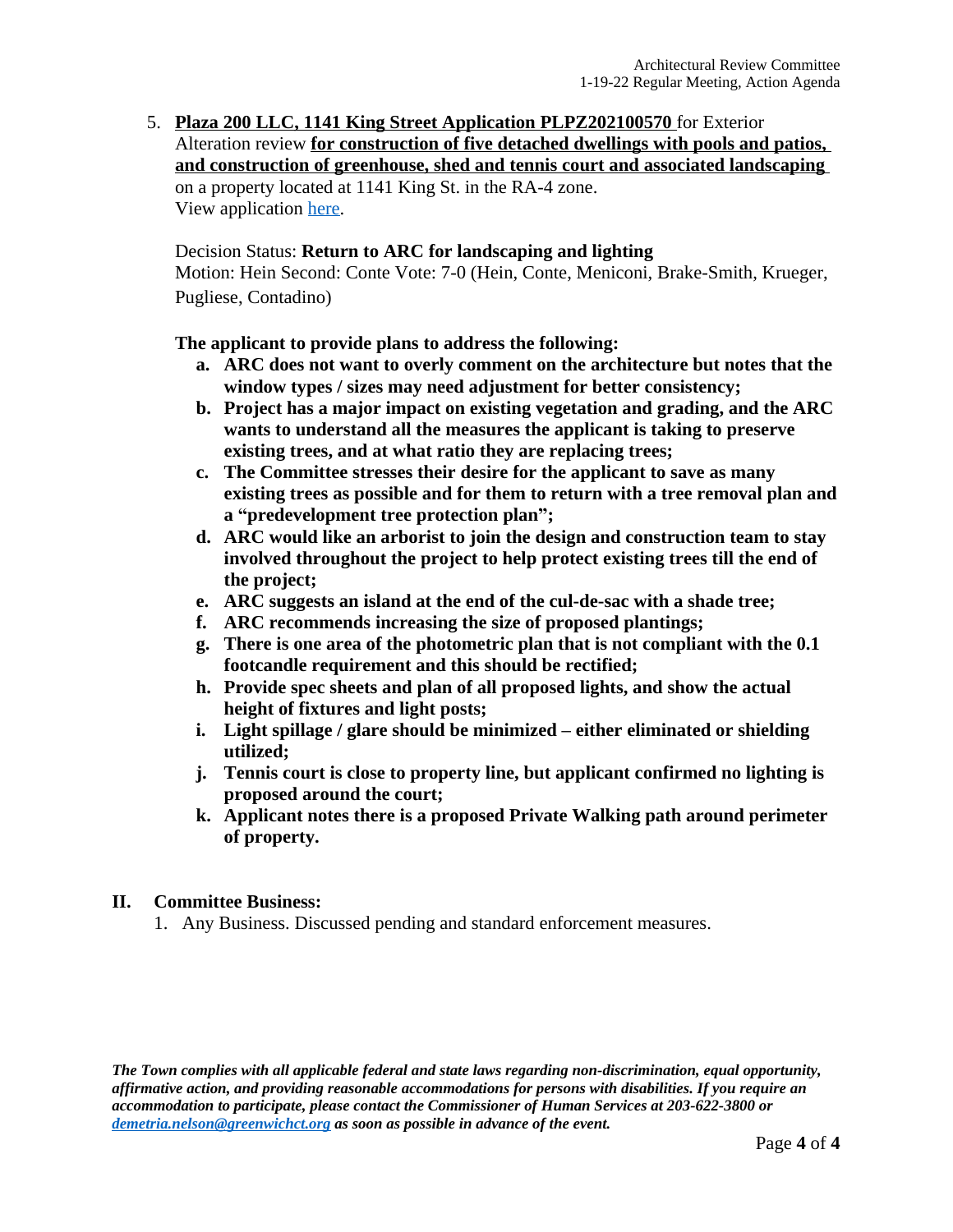5. **Plaza 200 LLC, 1141 King Street Application PLPZ202100570** for Exterior Alteration review **for construction of five detached dwellings with pools and patios, and construction of greenhouse, shed and tennis court and associated landscaping** on a property located at 1141 King St. in the RA-4 zone. View application here.

   Decision Status: **Return to ARC for landscaping and lighting**
   Motion: Hein Second: Conte Vote: 7-0 (Hein, Conte, Meniconi, Brake-Smith, Krueger, Pugliese, Contadino)

   **The applicant to provide plans to address the following:**

   a. **ARC does not want to overly comment on the architecture but notes that the window types / sizes may need adjustment for better consistency;**
   b. **Project has a major impact on existing vegetation and grading, and the ARC wants to understand all the measures the applicant is taking to preserve existing trees, and at what ratio they are replacing trees;**
   c. **The Committee stresses their desire for the applicant to save as many existing trees as possible and for them to return with a tree removal plan and a "predevelopment tree protection plan";**
   d. **ARC would like an arborist to join the design and construction team to stay involved throughout the project to help protect existing trees till the end of the project;**
   e. **ARC suggests an island at the end of the cul-de-sac with a shade tree;**
   f. **ARC recommends increasing the size of proposed plantings;**
   g. **There is one area of the photometric plan that is not compliant with the 0.1 footcandle requirement and this should be rectified;**
   h. **Provide spec sheets and plan of all proposed lights, and show the actual height of fixtures and light posts;**
   i. **Light spillage / glare should be minimized – either eliminated or shielding utilized;**
   j. **Tennis court is close to property line, but applicant confirmed no lighting is proposed around the court;**
   k. **Applicant notes there is a proposed Private Walking path around perimeter of property.**

## II. Committee Business:

1. Any Business. Discussed pending and standard enforcement measures.

***The Town complies with all applicable federal and state laws regarding non-discrimination, equal opportunity, affirmative action, and providing reasonable accommodations for persons with disabilities. If you require an accommodation to participate, please contact the Commissioner of Human Services at 203-622-3800 or demetria.nelson@greenwichct.org as soon as possible in advance of the event.***